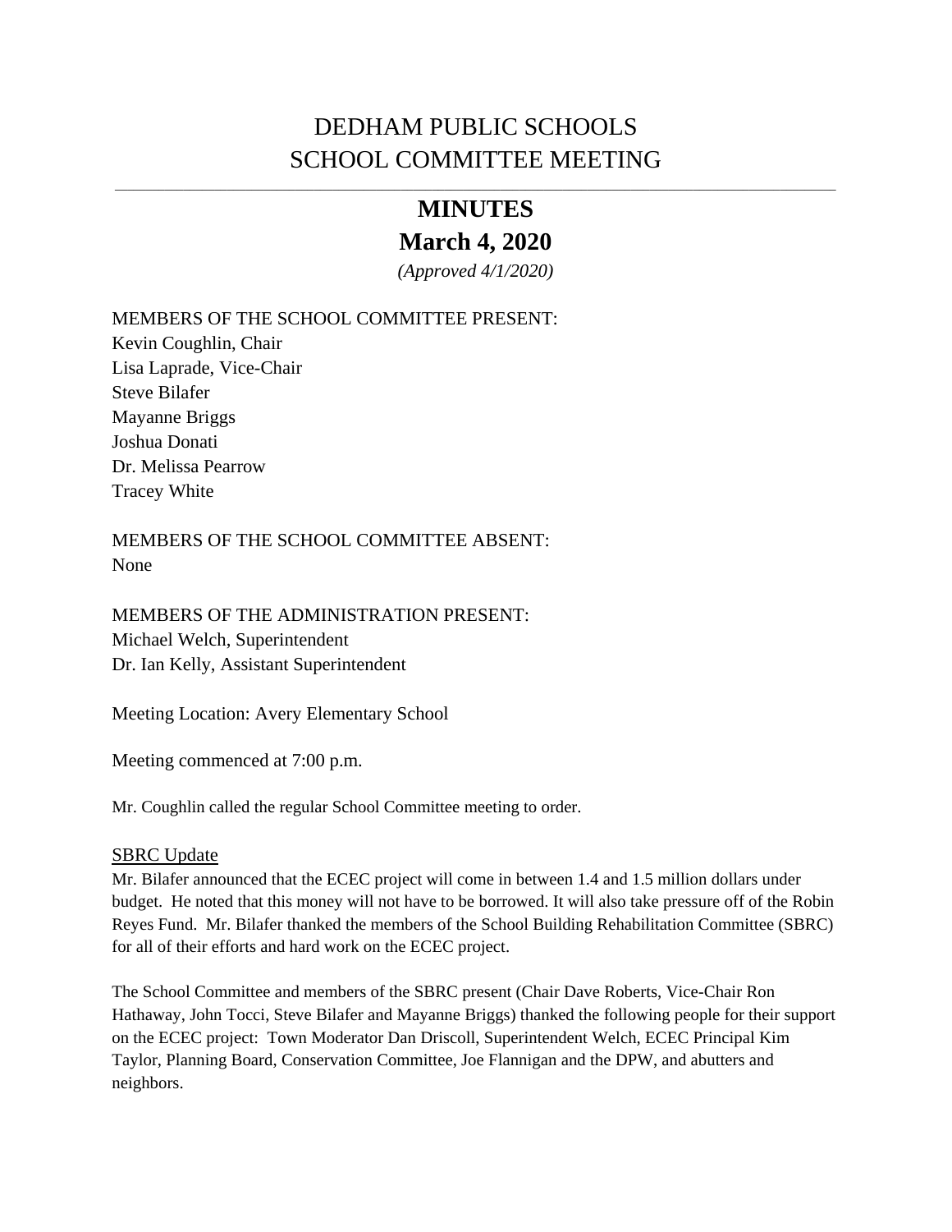# DEDHAM PUBLIC SCHOOLS
# SCHOOL COMMITTEE MEETING

---

## MINUTES
## March 4, 2020

*(Approved 4/1/2020)*

MEMBERS OF THE SCHOOL COMMITTEE PRESENT:
Kevin Coughlin, Chair
Lisa Laprade, Vice-Chair
Steve Bilafer
Mayanne Briggs
Joshua Donati
Dr. Melissa Pearrow
Tracey White

MEMBERS OF THE SCHOOL COMMITTEE ABSENT:
None

MEMBERS OF THE ADMINISTRATION PRESENT:
Michael Welch, Superintendent
Dr. Ian Kelly, Assistant Superintendent

Meeting Location: Avery Elementary School

Meeting commenced at 7:00 p.m.

Mr. Coughlin called the regular School Committee meeting to order.

SBRC Update

Mr. Bilafer announced that the ECEC project will come in between 1.4 and 1.5 million dollars under budget. He noted that this money will not have to be borrowed. It will also take pressure off of the Robin Reyes Fund. Mr. Bilafer thanked the members of the School Building Rehabilitation Committee (SBRC) for all of their efforts and hard work on the ECEC project.

The School Committee and members of the SBRC present (Chair Dave Roberts, Vice-Chair Ron Hathaway, John Tocci, Steve Bilafer and Mayanne Briggs) thanked the following people for their support on the ECEC project: Town Moderator Dan Driscoll, Superintendent Welch, ECEC Principal Kim Taylor, Planning Board, Conservation Committee, Joe Flannigan and the DPW, and abutters and neighbors.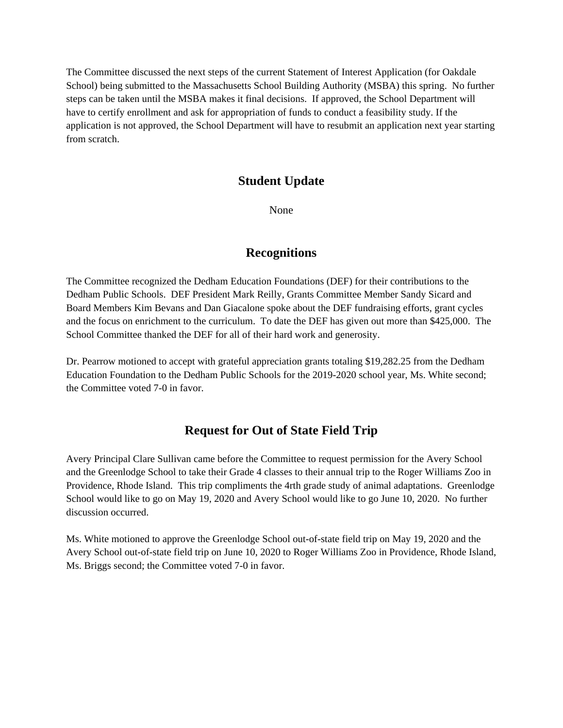The Committee discussed the next steps of the current Statement of Interest Application (for Oakdale School) being submitted to the Massachusetts School Building Authority (MSBA) this spring. No further steps can be taken until the MSBA makes it final decisions. If approved, the School Department will have to certify enrollment and ask for appropriation of funds to conduct a feasibility study. If the application is not approved, the School Department will have to resubmit an application next year starting from scratch.

## Student Update

None

## Recognitions

The Committee recognized the Dedham Education Foundations (DEF) for their contributions to the Dedham Public Schools. DEF President Mark Reilly, Grants Committee Member Sandy Sicard and Board Members Kim Bevans and Dan Giacalone spoke about the DEF fundraising efforts, grant cycles and the focus on enrichment to the curriculum. To date the DEF has given out more than $425,000. The School Committee thanked the DEF for all of their hard work and generosity.

Dr. Pearrow motioned to accept with grateful appreciation grants totaling $19,282.25 from the Dedham Education Foundation to the Dedham Public Schools for the 2019-2020 school year, Ms. White second; the Committee voted 7-0 in favor.

## Request for Out of State Field Trip

Avery Principal Clare Sullivan came before the Committee to request permission for the Avery School and the Greenlodge School to take their Grade 4 classes to their annual trip to the Roger Williams Zoo in Providence, Rhode Island. This trip compliments the 4rth grade study of animal adaptations. Greenlodge School would like to go on May 19, 2020 and Avery School would like to go June 10, 2020. No further discussion occurred.

Ms. White motioned to approve the Greenlodge School out-of-state field trip on May 19, 2020 and the Avery School out-of-state field trip on June 10, 2020 to Roger Williams Zoo in Providence, Rhode Island, Ms. Briggs second; the Committee voted 7-0 in favor.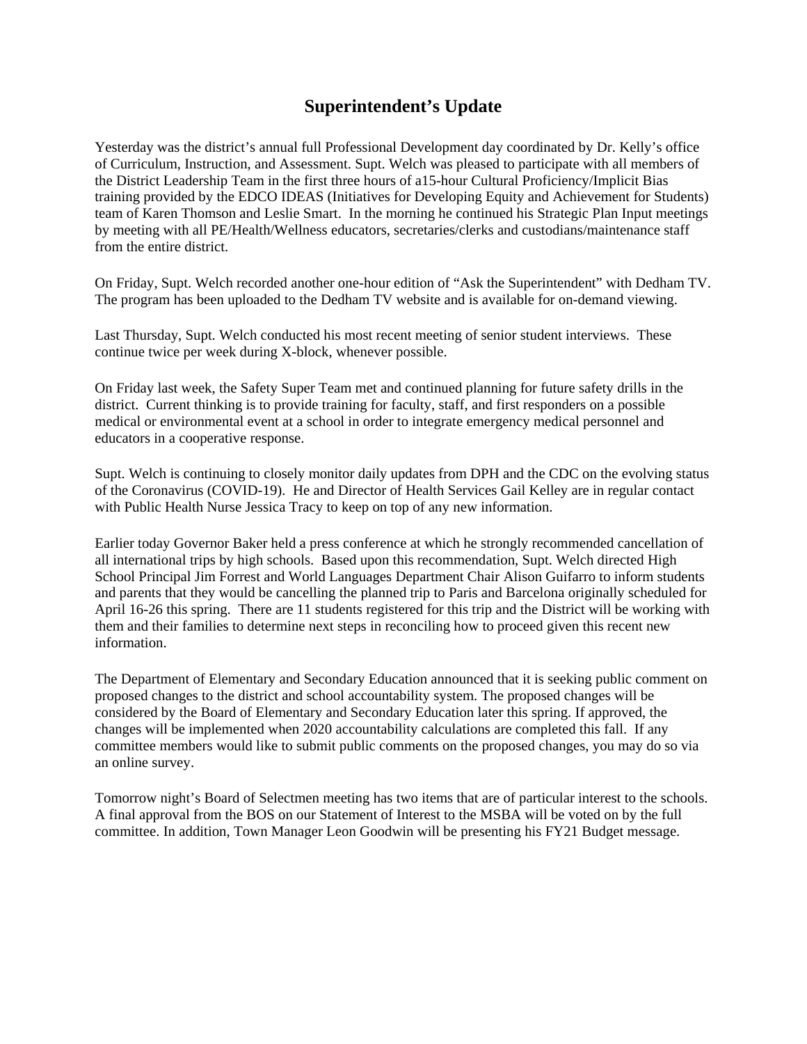# Superintendent's Update

Yesterday was the district's annual full Professional Development day coordinated by Dr. Kelly's office of Curriculum, Instruction, and Assessment. Supt. Welch was pleased to participate with all members of the District Leadership Team in the first three hours of a15-hour Cultural Proficiency/Implicit Bias training provided by the EDCO IDEAS (Initiatives for Developing Equity and Achievement for Students) team of Karen Thomson and Leslie Smart. In the morning he continued his Strategic Plan Input meetings by meeting with all PE/Health/Wellness educators, secretaries/clerks and custodians/maintenance staff from the entire district.

On Friday, Supt. Welch recorded another one-hour edition of "Ask the Superintendent" with Dedham TV. The program has been uploaded to the Dedham TV website and is available for on-demand viewing.

Last Thursday, Supt. Welch conducted his most recent meeting of senior student interviews. These continue twice per week during X-block, whenever possible.

On Friday last week, the Safety Super Team met and continued planning for future safety drills in the district. Current thinking is to provide training for faculty, staff, and first responders on a possible medical or environmental event at a school in order to integrate emergency medical personnel and educators in a cooperative response.

Supt. Welch is continuing to closely monitor daily updates from DPH and the CDC on the evolving status of the Coronavirus (COVID-19). He and Director of Health Services Gail Kelley are in regular contact with Public Health Nurse Jessica Tracy to keep on top of any new information.

Earlier today Governor Baker held a press conference at which he strongly recommended cancellation of all international trips by high schools. Based upon this recommendation, Supt. Welch directed High School Principal Jim Forrest and World Languages Department Chair Alison Guifarro to inform students and parents that they would be cancelling the planned trip to Paris and Barcelona originally scheduled for April 16-26 this spring. There are 11 students registered for this trip and the District will be working with them and their families to determine next steps in reconciling how to proceed given this recent new information.

The Department of Elementary and Secondary Education announced that it is seeking public comment on proposed changes to the district and school accountability system. The proposed changes will be considered by the Board of Elementary and Secondary Education later this spring. If approved, the changes will be implemented when 2020 accountability calculations are completed this fall. If any committee members would like to submit public comments on the proposed changes, you may do so via an online survey.

Tomorrow night's Board of Selectmen meeting has two items that are of particular interest to the schools. A final approval from the BOS on our Statement of Interest to the MSBA will be voted on by the full committee. In addition, Town Manager Leon Goodwin will be presenting his FY21 Budget message.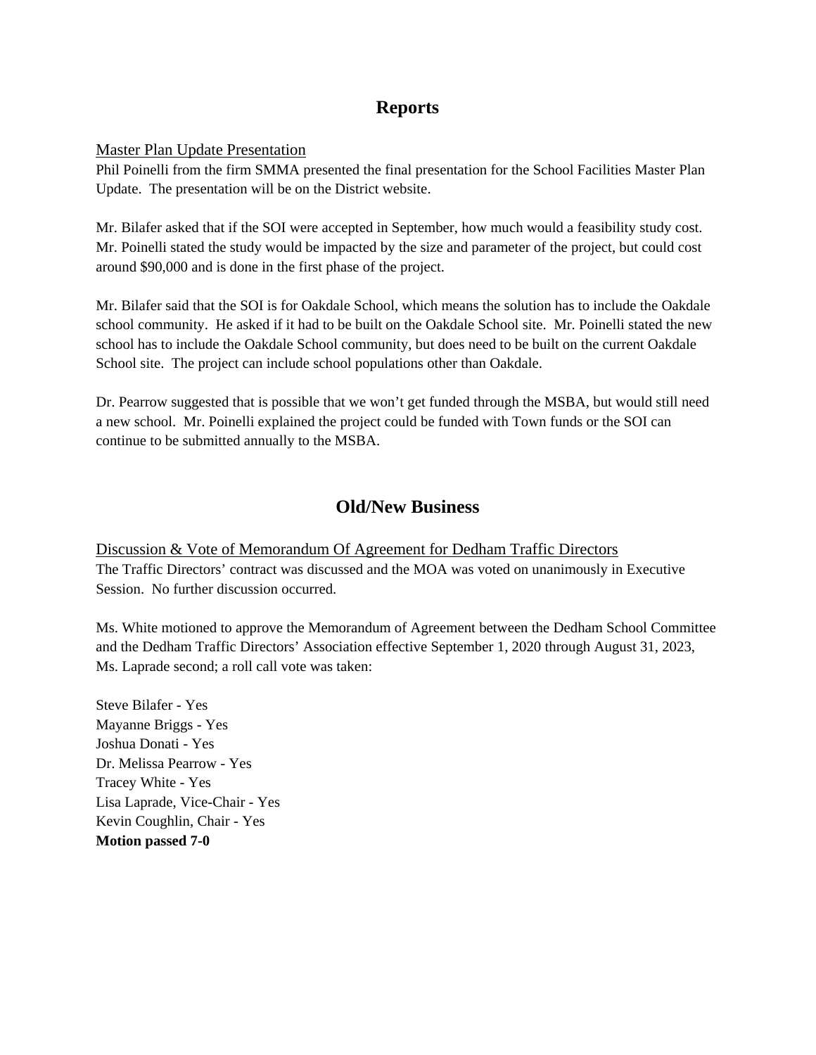## Reports

Master Plan Update Presentation

Phil Poinelli from the firm SMMA presented the final presentation for the School Facilities Master Plan Update. The presentation will be on the District website.

Mr. Bilafer asked that if the SOI were accepted in September, how much would a feasibility study cost. Mr. Poinelli stated the study would be impacted by the size and parameter of the project, but could cost around $90,000 and is done in the first phase of the project.

Mr. Bilafer said that the SOI is for Oakdale School, which means the solution has to include the Oakdale school community. He asked if it had to be built on the Oakdale School site. Mr. Poinelli stated the new school has to include the Oakdale School community, but does need to be built on the current Oakdale School site. The project can include school populations other than Oakdale.

Dr. Pearrow suggested that is possible that we won't get funded through the MSBA, but would still need a new school. Mr. Poinelli explained the project could be funded with Town funds or the SOI can continue to be submitted annually to the MSBA.

## Old/New Business

Discussion & Vote of Memorandum Of Agreement for Dedham Traffic Directors

The Traffic Directors' contract was discussed and the MOA was voted on unanimously in Executive Session. No further discussion occurred.

Ms. White motioned to approve the Memorandum of Agreement between the Dedham School Committee and the Dedham Traffic Directors' Association effective September 1, 2020 through August 31, 2023, Ms. Laprade second; a roll call vote was taken:

Steve Bilafer - Yes
Mayanne Briggs - Yes
Joshua Donati - Yes
Dr. Melissa Pearrow - Yes
Tracey White - Yes
Lisa Laprade, Vice-Chair - Yes
Kevin Coughlin, Chair - Yes
**Motion passed 7-0**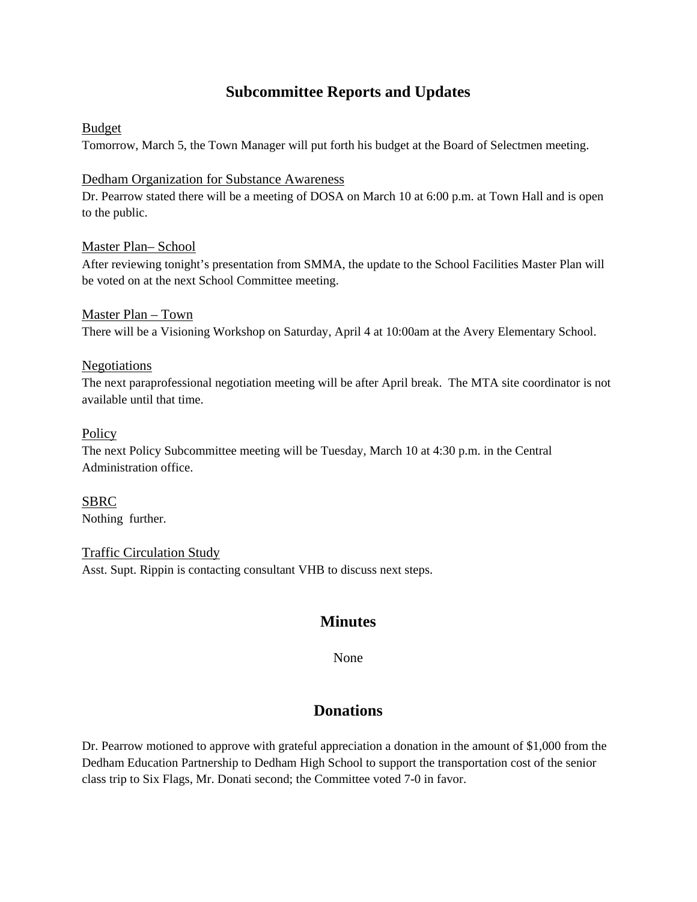## Subcommittee Reports and Updates

<u>Budget</u>
Tomorrow, March 5, the Town Manager will put forth his budget at the Board of Selectmen meeting.

<u>Dedham Organization for Substance Awareness</u>
Dr. Pearrow stated there will be a meeting of DOSA on March 10 at 6:00 p.m. at Town Hall and is open to the public.

<u>Master Plan– School</u>
After reviewing tonight's presentation from SMMA, the update to the School Facilities Master Plan will be voted on at the next School Committee meeting.

<u>Master Plan – Town</u>
There will be a Visioning Workshop on Saturday, April 4 at 10:00am at the Avery Elementary School.

<u>Negotiations</u>
The next paraprofessional negotiation meeting will be after April break. The MTA site coordinator is not available until that time.

<u>Policy</u>
The next Policy Subcommittee meeting will be Tuesday, March 10 at 4:30 p.m. in the Central Administration office.

<u>SBRC</u>
Nothing further.

<u>Traffic Circulation Study</u>
Asst. Supt. Rippin is contacting consultant VHB to discuss next steps.

## Minutes

None

## Donations

Dr. Pearrow motioned to approve with grateful appreciation a donation in the amount of $1,000 from the Dedham Education Partnership to Dedham High School to support the transportation cost of the senior class trip to Six Flags, Mr. Donati second; the Committee voted 7-0 in favor.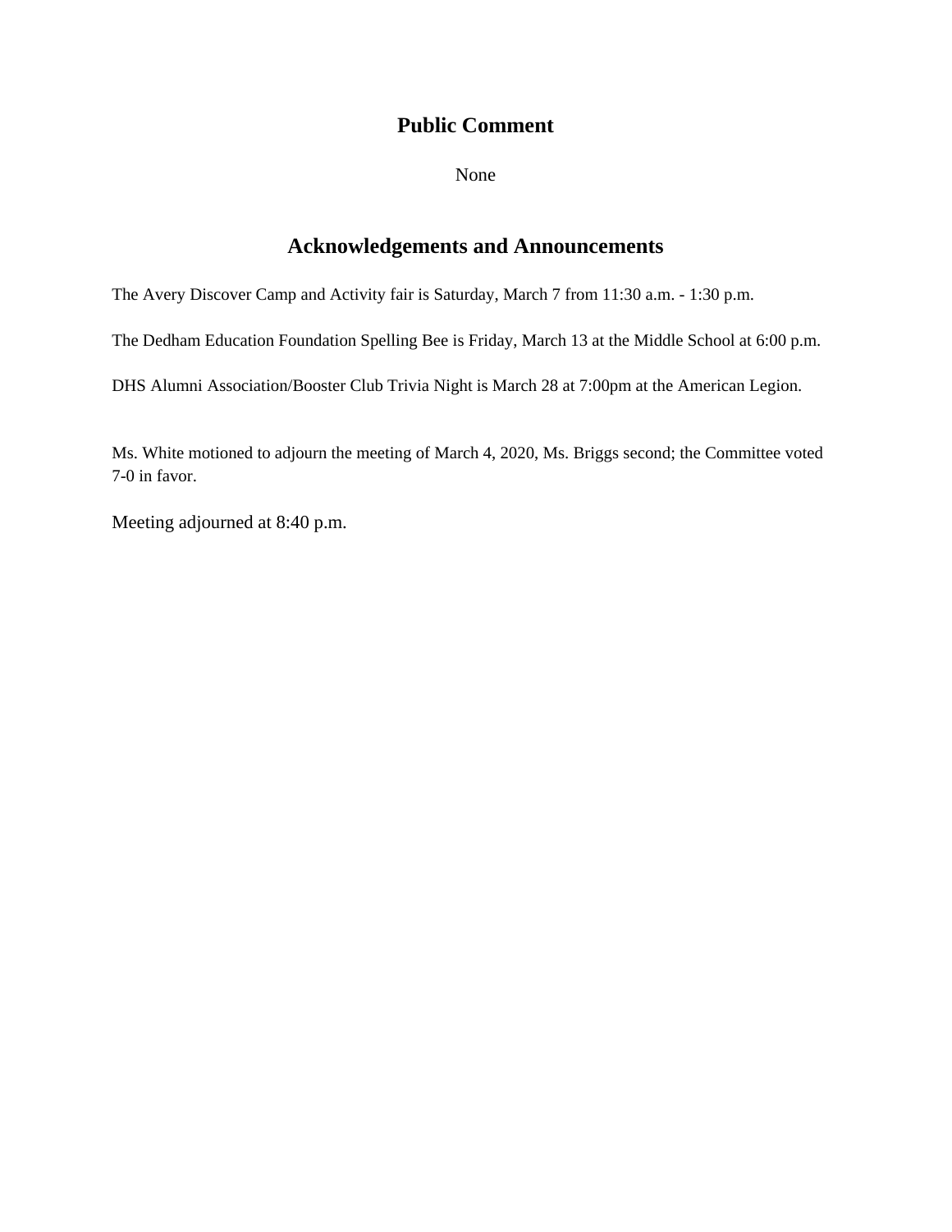## Public Comment

None

## Acknowledgements and Announcements

The Avery Discover Camp and Activity fair is Saturday, March 7 from 11:30 a.m. - 1:30 p.m.

The Dedham Education Foundation Spelling Bee is Friday, March 13 at the Middle School at 6:00 p.m.

DHS Alumni Association/Booster Club Trivia Night is March 28 at 7:00pm at the American Legion.

Ms. White motioned to adjourn the meeting of March 4, 2020, Ms. Briggs second; the Committee voted 7-0 in favor.

Meeting adjourned at 8:40 p.m.